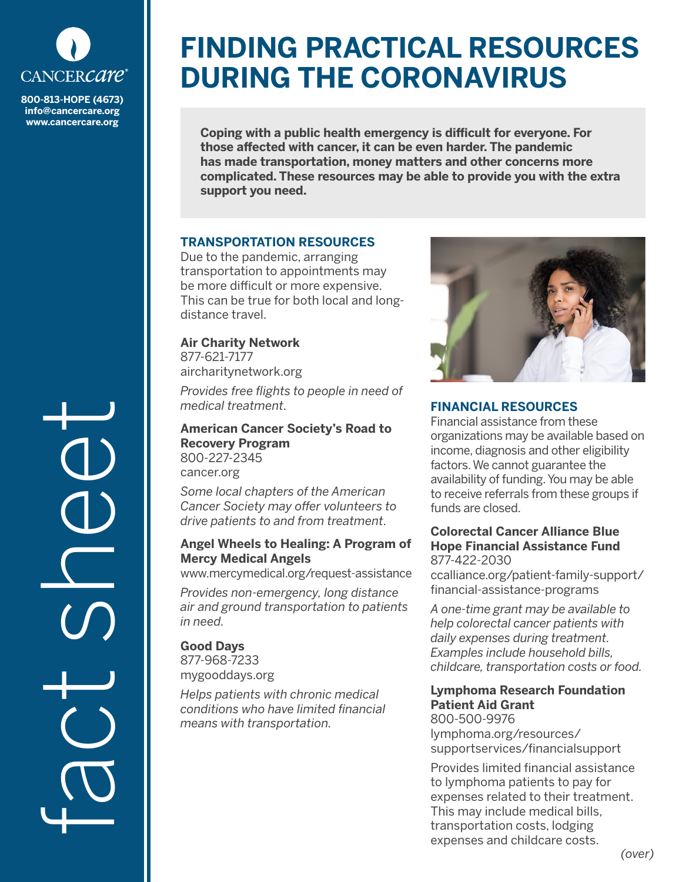CANCERcare®

800-813-HOPE (4673)
info@cancercare.org
www.cancercare.org

fact sheet

# FINDING PRACTICAL RESOURCES DURING THE CORONAVIRUS

**Coping with a public health emergency is difficult for everyone. For those affected with cancer, it can be even harder. The pandemic has made transportation, money matters and other concerns more complicated. These resources may be able to provide you with the extra support you need.**

## TRANSPORTATION RESOURCES

Due to the pandemic, arranging transportation to appointments may be more difficult or more expensive. This can be true for both local and long-distance travel.

**Air Charity Network**
877-621-7177
aircharitynetwork.org

*Provides free flights to people in need of medical treatment.*

**American Cancer Society's Road to Recovery Program**
800-227-2345
cancer.org

*Some local chapters of the American Cancer Society may offer volunteers to drive patients to and from treatment.*

**Angel Wheels to Healing: A Program of Mercy Medical Angels**
www.mercymedical.org/request-assistance

*Provides non-emergency, long distance air and ground transportation to patients in need.*

**Good Days**
877-968-7233
mygooddays.org

*Helps patients with chronic medical conditions who have limited financial means with transportation.*

## FINANCIAL RESOURCES

Financial assistance from these organizations may be available based on income, diagnosis and other eligibility factors. We cannot guarantee the availability of funding. You may be able to receive referrals from these groups if funds are closed.

**Colorectal Cancer Alliance Blue Hope Financial Assistance Fund**
877-422-2030
ccalliance.org/patient-family-support/financial-assistance-programs

*A one-time grant may be available to help colorectal cancer patients with daily expenses during treatment. Examples include household bills, childcare, transportation costs or food.*

**Lymphoma Research Foundation Patient Aid Grant**
800-500-9976
lymphoma.org/resources/supportservices/financialsupport

Provides limited financial assistance to lymphoma patients to pay for expenses related to their treatment. This may include medical bills, transportation costs, lodging expenses and childcare costs.

*(over)*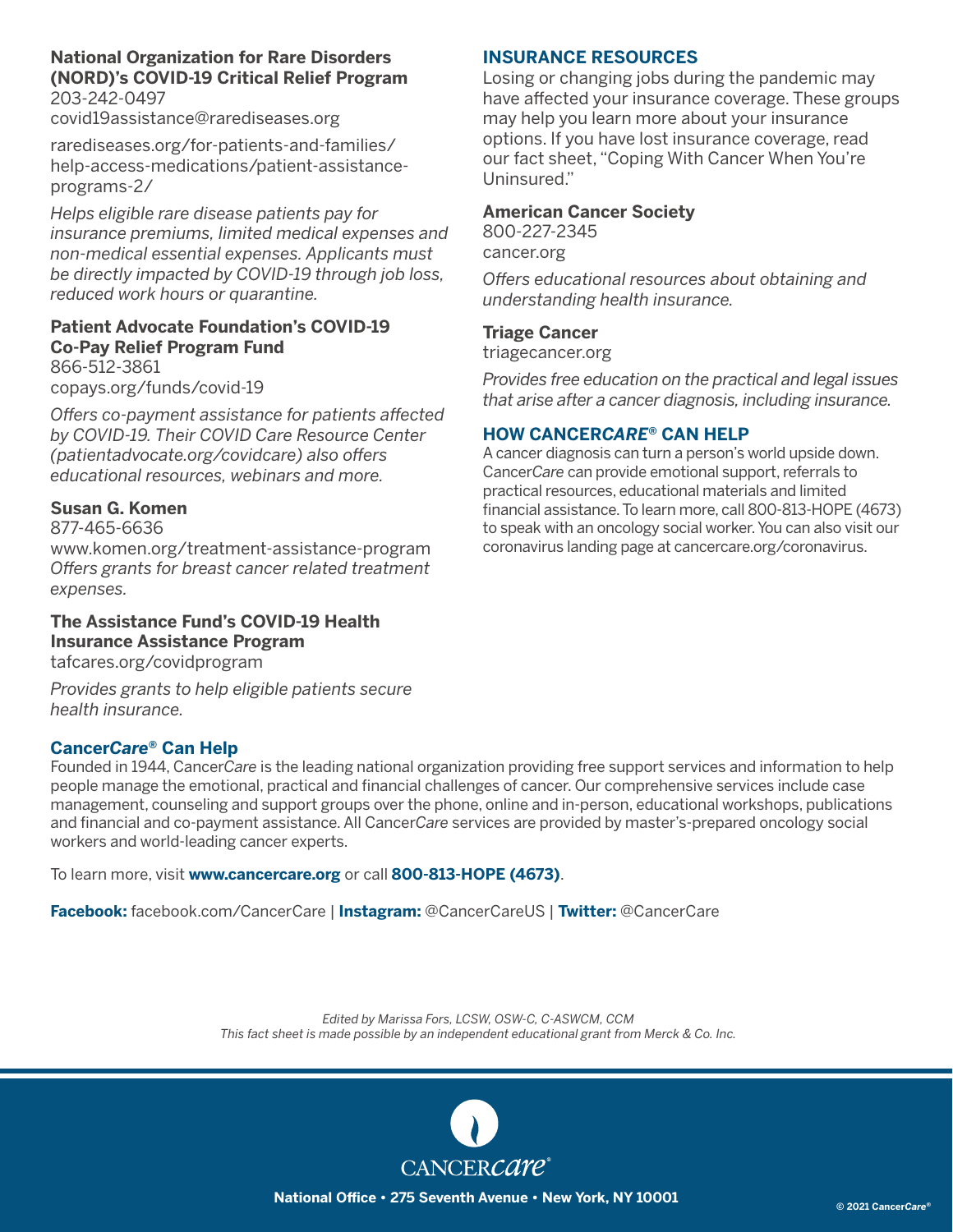**National Organization for Rare Disorders (NORD)'s COVID-19 Critical Relief Program**
203-242-0497
covid19assistance@rarediseases.org

rarediseases.org/for-patients-and-families/help-access-medications/patient-assistance-programs-2/

*Helps eligible rare disease patients pay for insurance premiums, limited medical expenses and non-medical essential expenses. Applicants must be directly impacted by COVID-19 through job loss, reduced work hours or quarantine.*

**Patient Advocate Foundation's COVID-19 Co-Pay Relief Program Fund**
866-512-3861
copays.org/funds/covid-19

*Offers co-payment assistance for patients affected by COVID-19. Their COVID Care Resource Center (patientadvocate.org/covidcare) also offers educational resources, webinars and more.*

**Susan G. Komen**
877-465-6636
www.komen.org/treatment-assistance-program
*Offers grants for breast cancer related treatment expenses.*

**The Assistance Fund's COVID-19 Health Insurance Assistance Program**
tafcares.org/covidprogram

*Provides grants to help eligible patients secure health insurance.*

## INSURANCE RESOURCES

Losing or changing jobs during the pandemic may have affected your insurance coverage. These groups may help you learn more about your insurance options. If you have lost insurance coverage, read our fact sheet, "Coping With Cancer When You're Uninsured."

**American Cancer Society**
800-227-2345
cancer.org

*Offers educational resources about obtaining and understanding health insurance.*

**Triage Cancer**
triagecancer.org

*Provides free education on the practical and legal issues that arise after a cancer diagnosis, including insurance.*

## HOW CANCER*CARE*® CAN HELP

A cancer diagnosis can turn a person's world upside down. Cancer*Care* can provide emotional support, referrals to practical resources, educational materials and limited financial assistance. To learn more, call 800-813-HOPE (4673) to speak with an oncology social worker. You can also visit our coronavirus landing page at cancercare.org/coronavirus.

## Cancer*Care*® Can Help

Founded in 1944, Cancer*Care* is the leading national organization providing free support services and information to help people manage the emotional, practical and financial challenges of cancer. Our comprehensive services include case management, counseling and support groups over the phone, online and in-person, educational workshops, publications and financial and co-payment assistance. All Cancer*Care* services are provided by master's-prepared oncology social workers and world-leading cancer experts.

To learn more, visit **www.cancercare.org** or call **800-813-HOPE (4673)**.

**Facebook:** facebook.com/CancerCare | **Instagram:** @CancerCareUS | **Twitter:** @CancerCare

*Edited by Marissa Fors, LCSW, OSW-C, C-ASWCM, CCM*
*This fact sheet is made possible by an independent educational grant from Merck & Co. Inc.*

CANCER*care*®

**National Office • 275 Seventh Avenue • New York, NY 10001**

© 2021 CancerCare®